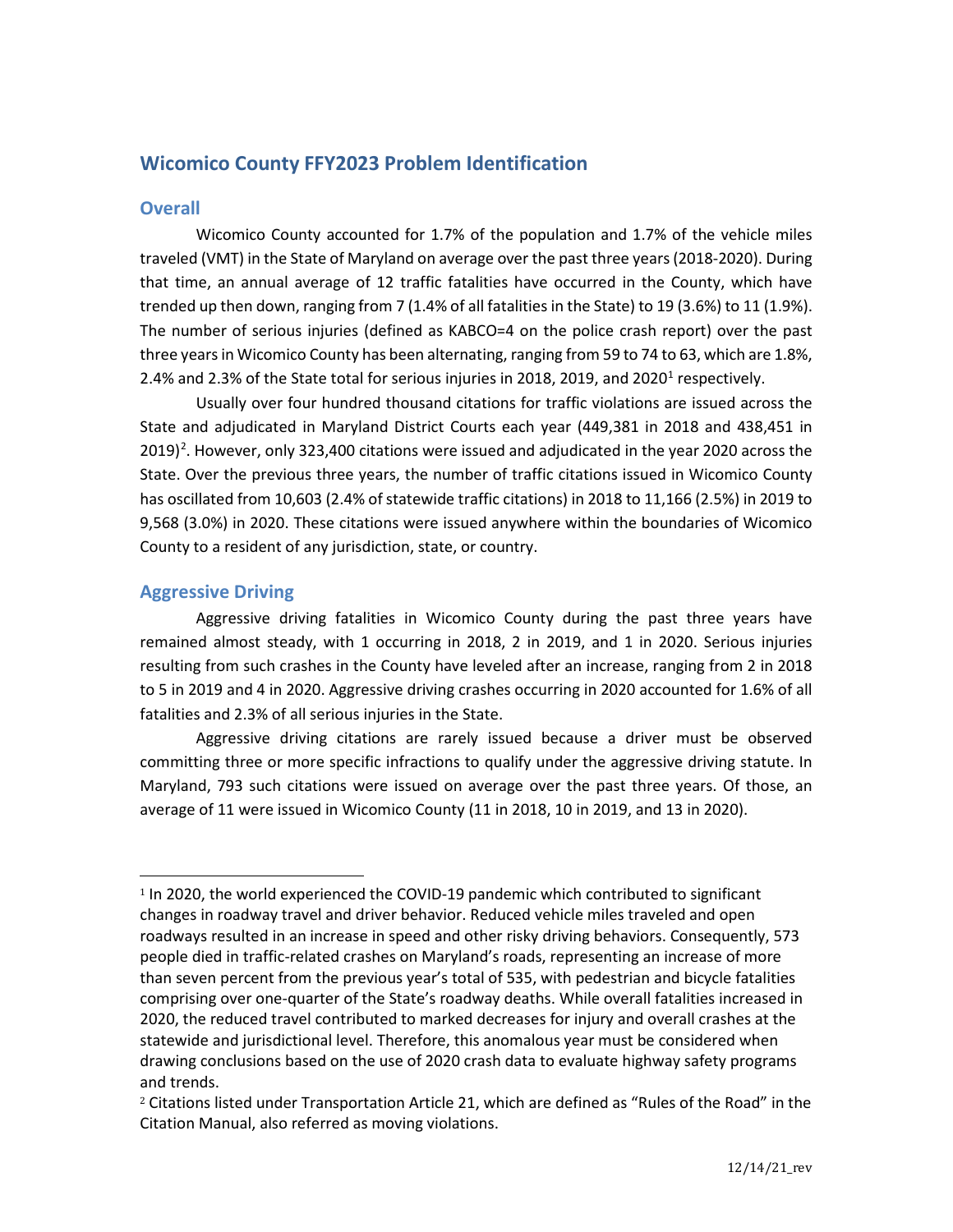# Wicomico County FFY2023 Problem Identification

## Overall

Wicomico County accounted for 1.7% of the population and 1.7% of the vehicle miles traveled (VMT) in the State of Maryland on average over the past three years (2018-2020). During that time, an annual average of 12 traffic fatalities have occurred in the County, which have trended up then down, ranging from 7 (1.4% of all fatalities in the State) to 19 (3.6%) to 11 (1.9%). The number of serious injuries (defined as KABCO=4 on the police crash report) over the past three years in Wicomico County has been alternating, ranging from 59 to 74 to 63, which are 1.8%, 2.4% and 2.3% of the State total for serious injuries in 2018, 2019, and 2020[1] respectively.

Usually over four hundred thousand citations for traffic violations are issued across the State and adjudicated in Maryland District Courts each year (449,381 in 2018 and 438,451 in 2019)[2]. However, only 323,400 citations were issued and adjudicated in the year 2020 across the State. Over the previous three years, the number of traffic citations issued in Wicomico County has oscillated from 10,603 (2.4% of statewide traffic citations) in 2018 to 11,166 (2.5%) in 2019 to 9,568 (3.0%) in 2020. These citations were issued anywhere within the boundaries of Wicomico County to a resident of any jurisdiction, state, or country.

## Aggressive Driving

Aggressive driving fatalities in Wicomico County during the past three years have remained almost steady, with 1 occurring in 2018, 2 in 2019, and 1 in 2020. Serious injuries resulting from such crashes in the County have leveled after an increase, ranging from 2 in 2018 to 5 in 2019 and 4 in 2020. Aggressive driving crashes occurring in 2020 accounted for 1.6% of all fatalities and 2.3% of all serious injuries in the State.

Aggressive driving citations are rarely issued because a driver must be observed committing three or more specific infractions to qualify under the aggressive driving statute. In Maryland, 793 such citations were issued on average over the past three years. Of those, an average of 11 were issued in Wicomico County (11 in 2018, 10 in 2019, and 13 in 2020).

---

[1] In 2020, the world experienced the COVID-19 pandemic which contributed to significant changes in roadway travel and driver behavior. Reduced vehicle miles traveled and open roadways resulted in an increase in speed and other risky driving behaviors. Consequently, 573 people died in traffic-related crashes on Maryland's roads, representing an increase of more than seven percent from the previous year's total of 535, with pedestrian and bicycle fatalities comprising over one-quarter of the State's roadway deaths. While overall fatalities increased in 2020, the reduced travel contributed to marked decreases for injury and overall crashes at the statewide and jurisdictional level. Therefore, this anomalous year must be considered when drawing conclusions based on the use of 2020 crash data to evaluate highway safety programs and trends.

[2] Citations listed under Transportation Article 21, which are defined as "Rules of the Road" in the Citation Manual, also referred as moving violations.

12/14/21_rev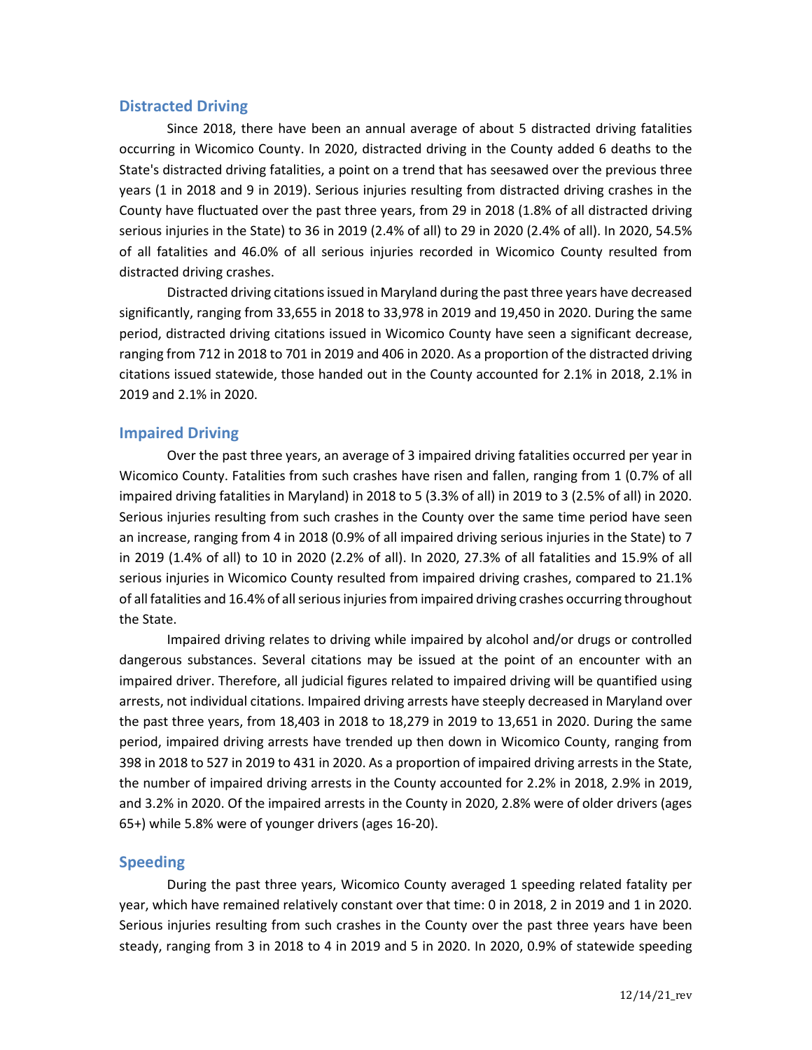## Distracted Driving

Since 2018, there have been an annual average of about 5 distracted driving fatalities occurring in Wicomico County. In 2020, distracted driving in the County added 6 deaths to the State's distracted driving fatalities, a point on a trend that has seesawed over the previous three years (1 in 2018 and 9 in 2019). Serious injuries resulting from distracted driving crashes in the County have fluctuated over the past three years, from 29 in 2018 (1.8% of all distracted driving serious injuries in the State) to 36 in 2019 (2.4% of all) to 29 in 2020 (2.4% of all). In 2020, 54.5% of all fatalities and 46.0% of all serious injuries recorded in Wicomico County resulted from distracted driving crashes.

Distracted driving citations issued in Maryland during the past three years have decreased significantly, ranging from 33,655 in 2018 to 33,978 in 2019 and 19,450 in 2020. During the same period, distracted driving citations issued in Wicomico County have seen a significant decrease, ranging from 712 in 2018 to 701 in 2019 and 406 in 2020. As a proportion of the distracted driving citations issued statewide, those handed out in the County accounted for 2.1% in 2018, 2.1% in 2019 and 2.1% in 2020.

## Impaired Driving

Over the past three years, an average of 3 impaired driving fatalities occurred per year in Wicomico County. Fatalities from such crashes have risen and fallen, ranging from 1 (0.7% of all impaired driving fatalities in Maryland) in 2018 to 5 (3.3% of all) in 2019 to 3 (2.5% of all) in 2020. Serious injuries resulting from such crashes in the County over the same time period have seen an increase, ranging from 4 in 2018 (0.9% of all impaired driving serious injuries in the State) to 7 in 2019 (1.4% of all) to 10 in 2020 (2.2% of all). In 2020, 27.3% of all fatalities and 15.9% of all serious injuries in Wicomico County resulted from impaired driving crashes, compared to 21.1% of all fatalities and 16.4% of all serious injuries from impaired driving crashes occurring throughout the State.

Impaired driving relates to driving while impaired by alcohol and/or drugs or controlled dangerous substances. Several citations may be issued at the point of an encounter with an impaired driver. Therefore, all judicial figures related to impaired driving will be quantified using arrests, not individual citations. Impaired driving arrests have steeply decreased in Maryland over the past three years, from 18,403 in 2018 to 18,279 in 2019 to 13,651 in 2020. During the same period, impaired driving arrests have trended up then down in Wicomico County, ranging from 398 in 2018 to 527 in 2019 to 431 in 2020. As a proportion of impaired driving arrests in the State, the number of impaired driving arrests in the County accounted for 2.2% in 2018, 2.9% in 2019, and 3.2% in 2020. Of the impaired arrests in the County in 2020, 2.8% were of older drivers (ages 65+) while 5.8% were of younger drivers (ages 16-20).

## Speeding

During the past three years, Wicomico County averaged 1 speeding related fatality per year, which have remained relatively constant over that time: 0 in 2018, 2 in 2019 and 1 in 2020. Serious injuries resulting from such crashes in the County over the past three years have been steady, ranging from 3 in 2018 to 4 in 2019 and 5 in 2020. In 2020, 0.9% of statewide speeding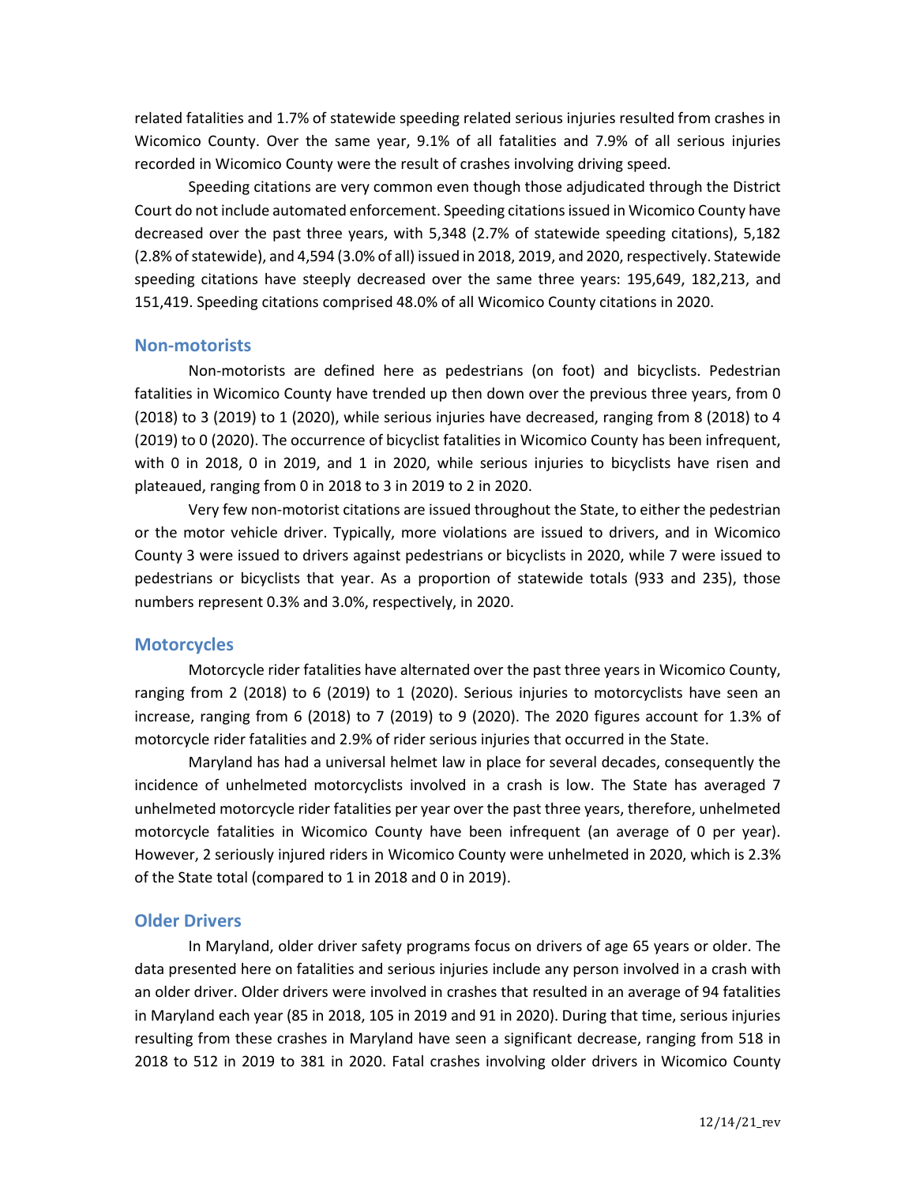related fatalities and 1.7% of statewide speeding related serious injuries resulted from crashes in Wicomico County. Over the same year, 9.1% of all fatalities and 7.9% of all serious injuries recorded in Wicomico County were the result of crashes involving driving speed.

Speeding citations are very common even though those adjudicated through the District Court do not include automated enforcement. Speeding citations issued in Wicomico County have decreased over the past three years, with 5,348 (2.7% of statewide speeding citations), 5,182 (2.8% of statewide), and 4,594 (3.0% of all) issued in 2018, 2019, and 2020, respectively. Statewide speeding citations have steeply decreased over the same three years: 195,649, 182,213, and 151,419. Speeding citations comprised 48.0% of all Wicomico County citations in 2020.

## Non-motorists

Non-motorists are defined here as pedestrians (on foot) and bicyclists. Pedestrian fatalities in Wicomico County have trended up then down over the previous three years, from 0 (2018) to 3 (2019) to 1 (2020), while serious injuries have decreased, ranging from 8 (2018) to 4 (2019) to 0 (2020). The occurrence of bicyclist fatalities in Wicomico County has been infrequent, with 0 in 2018, 0 in 2019, and 1 in 2020, while serious injuries to bicyclists have risen and plateaued, ranging from 0 in 2018 to 3 in 2019 to 2 in 2020.

Very few non-motorist citations are issued throughout the State, to either the pedestrian or the motor vehicle driver. Typically, more violations are issued to drivers, and in Wicomico County 3 were issued to drivers against pedestrians or bicyclists in 2020, while 7 were issued to pedestrians or bicyclists that year. As a proportion of statewide totals (933 and 235), those numbers represent 0.3% and 3.0%, respectively, in 2020.

## Motorcycles

Motorcycle rider fatalities have alternated over the past three years in Wicomico County, ranging from 2 (2018) to 6 (2019) to 1 (2020). Serious injuries to motorcyclists have seen an increase, ranging from 6 (2018) to 7 (2019) to 9 (2020). The 2020 figures account for 1.3% of motorcycle rider fatalities and 2.9% of rider serious injuries that occurred in the State.

Maryland has had a universal helmet law in place for several decades, consequently the incidence of unhelmeted motorcyclists involved in a crash is low. The State has averaged 7 unhelmeted motorcycle rider fatalities per year over the past three years, therefore, unhelmeted motorcycle fatalities in Wicomico County have been infrequent (an average of 0 per year). However, 2 seriously injured riders in Wicomico County were unhelmeted in 2020, which is 2.3% of the State total (compared to 1 in 2018 and 0 in 2019).

## Older Drivers

In Maryland, older driver safety programs focus on drivers of age 65 years or older. The data presented here on fatalities and serious injuries include any person involved in a crash with an older driver. Older drivers were involved in crashes that resulted in an average of 94 fatalities in Maryland each year (85 in 2018, 105 in 2019 and 91 in 2020). During that time, serious injuries resulting from these crashes in Maryland have seen a significant decrease, ranging from 518 in 2018 to 512 in 2019 to 381 in 2020. Fatal crashes involving older drivers in Wicomico County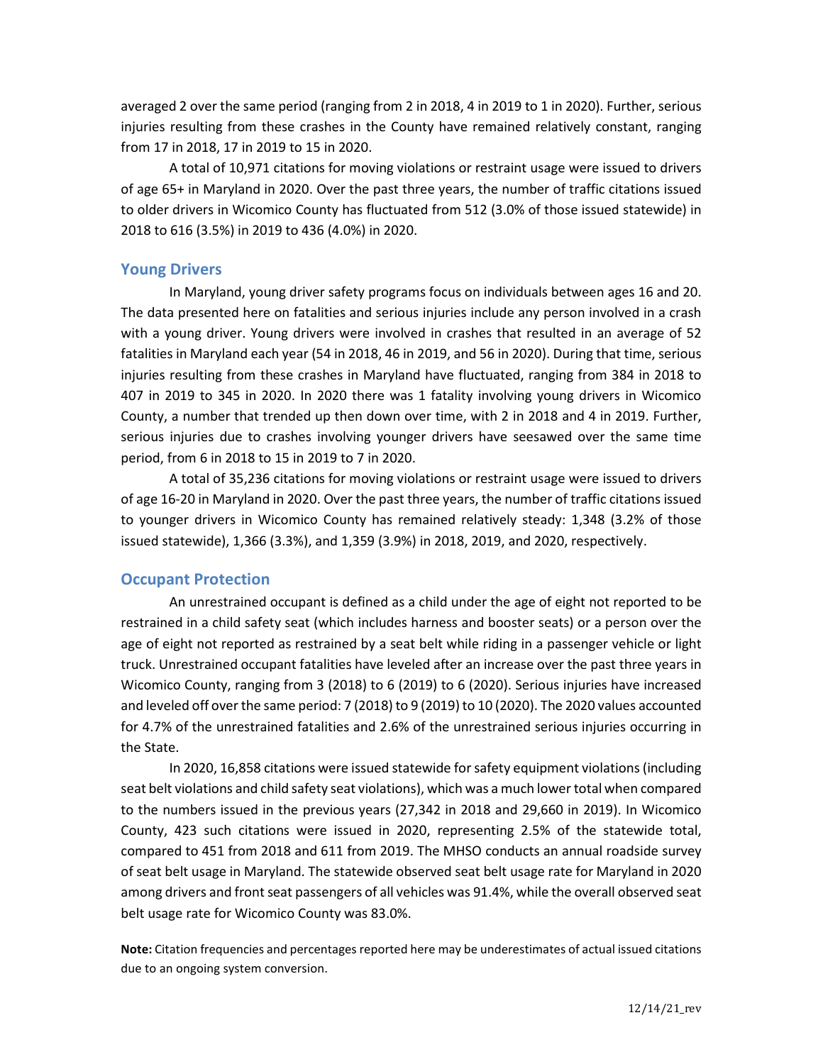averaged 2 over the same period (ranging from 2 in 2018, 4 in 2019 to 1 in 2020). Further, serious injuries resulting from these crashes in the County have remained relatively constant, ranging from 17 in 2018, 17 in 2019 to 15 in 2020.

A total of 10,971 citations for moving violations or restraint usage were issued to drivers of age 65+ in Maryland in 2020. Over the past three years, the number of traffic citations issued to older drivers in Wicomico County has fluctuated from 512 (3.0% of those issued statewide) in 2018 to 616 (3.5%) in 2019 to 436 (4.0%) in 2020.

## Young Drivers

In Maryland, young driver safety programs focus on individuals between ages 16 and 20. The data presented here on fatalities and serious injuries include any person involved in a crash with a young driver. Young drivers were involved in crashes that resulted in an average of 52 fatalities in Maryland each year (54 in 2018, 46 in 2019, and 56 in 2020). During that time, serious injuries resulting from these crashes in Maryland have fluctuated, ranging from 384 in 2018 to 407 in 2019 to 345 in 2020. In 2020 there was 1 fatality involving young drivers in Wicomico County, a number that trended up then down over time, with 2 in 2018 and 4 in 2019. Further, serious injuries due to crashes involving younger drivers have seesawed over the same time period, from 6 in 2018 to 15 in 2019 to 7 in 2020.

A total of 35,236 citations for moving violations or restraint usage were issued to drivers of age 16-20 in Maryland in 2020. Over the past three years, the number of traffic citations issued to younger drivers in Wicomico County has remained relatively steady: 1,348 (3.2% of those issued statewide), 1,366 (3.3%), and 1,359 (3.9%) in 2018, 2019, and 2020, respectively.

## Occupant Protection

An unrestrained occupant is defined as a child under the age of eight not reported to be restrained in a child safety seat (which includes harness and booster seats) or a person over the age of eight not reported as restrained by a seat belt while riding in a passenger vehicle or light truck. Unrestrained occupant fatalities have leveled after an increase over the past three years in Wicomico County, ranging from 3 (2018) to 6 (2019) to 6 (2020). Serious injuries have increased and leveled off over the same period: 7 (2018) to 9 (2019) to 10 (2020). The 2020 values accounted for 4.7% of the unrestrained fatalities and 2.6% of the unrestrained serious injuries occurring in the State.

In 2020, 16,858 citations were issued statewide for safety equipment violations (including seat belt violations and child safety seat violations), which was a much lower total when compared to the numbers issued in the previous years (27,342 in 2018 and 29,660 in 2019). In Wicomico County, 423 such citations were issued in 2020, representing 2.5% of the statewide total, compared to 451 from 2018 and 611 from 2019. The MHSO conducts an annual roadside survey of seat belt usage in Maryland. The statewide observed seat belt usage rate for Maryland in 2020 among drivers and front seat passengers of all vehicles was 91.4%, while the overall observed seat belt usage rate for Wicomico County was 83.0%.

**Note:** Citation frequencies and percentages reported here may be underestimates of actual issued citations due to an ongoing system conversion.

12/14/21_rev